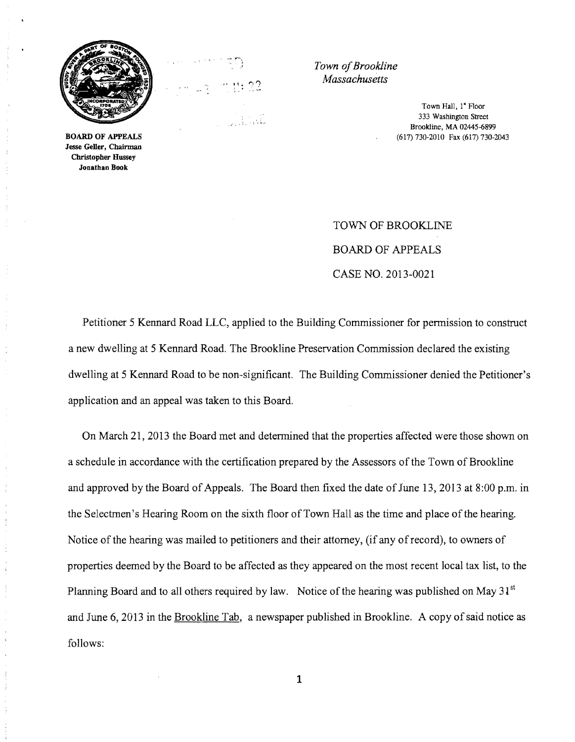BOARD OF APPEALS
Jesse Geller, Chairman
Christopher Hussey
Jonathan Book

*Town of Brookline*
*Massachusetts*

Town Hall, 1st Floor
333 Washington Street
Brookline, MA 02445-6899
(617) 730-2010 Fax (617) 730-2043

TOWN OF BROOKLINE

BOARD OF APPEALS

CASE NO. 2013-0021

Petitioner 5 Kennard Road LLC, applied to the Building Commissioner for permission to construct a new dwelling at 5 Kennard Road. The Brookline Preservation Commission declared the existing dwelling at 5 Kennard Road to be non-significant. The Building Commissioner denied the Petitioner's application and an appeal was taken to this Board.

On March 21, 2013 the Board met and determined that the properties affected were those shown on a schedule in accordance with the certification prepared by the Assessors of the Town of Brookline and approved by the Board of Appeals. The Board then fixed the date of June 13, 2013 at 8:00 p.m. in the Selectmen's Hearing Room on the sixth floor of Town Hall as the time and place of the hearing. Notice of the hearing was mailed to petitioners and their attorney, (if any of record), to owners of properties deemed by the Board to be affected as they appeared on the most recent local tax list, to the Planning Board and to all others required by law. Notice of the hearing was published on May 31st and June 6, 2013 in the Brookline Tab, a newspaper published in Brookline. A copy of said notice as follows: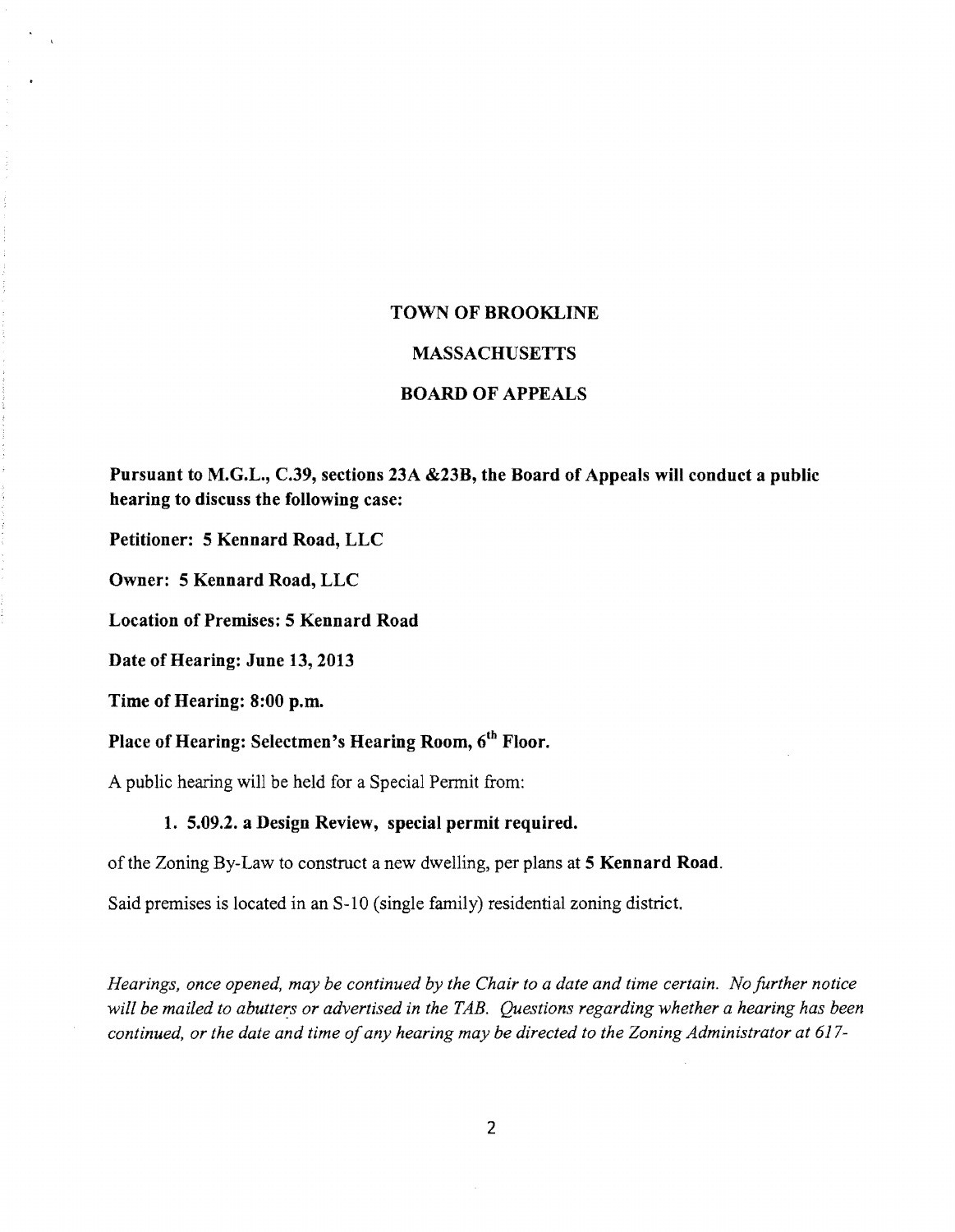# TOWN OF BROOKLINE

## MASSACHUSETTS

## BOARD OF APPEALS

**Pursuant to M.G.L., C.39, sections 23A &23B, the Board of Appeals will conduct a public hearing to discuss the following case:**

**Petitioner: 5 Kennard Road, LLC**

**Owner: 5 Kennard Road, LLC**

**Location of Premises: 5 Kennard Road**

**Date of Hearing: June 13, 2013**

**Time of Hearing: 8:00 p.m.**

**Place of Hearing: Selectmen's Hearing Room, 6th Floor.**

A public hearing will be held for a Special Permit from:

1. **5.09.2. a Design Review, special permit required.**

of the Zoning By-Law to construct a new dwelling, per plans at **5 Kennard Road**.

Said premises is located in an S-10 (single family) residential zoning district.

*Hearings, once opened, may be continued by the Chair to a date and time certain. No further notice will be mailed to abutters or advertised in the TAB. Questions regarding whether a hearing has been continued, or the date and time of any hearing may be directed to the Zoning Administrator at 617-*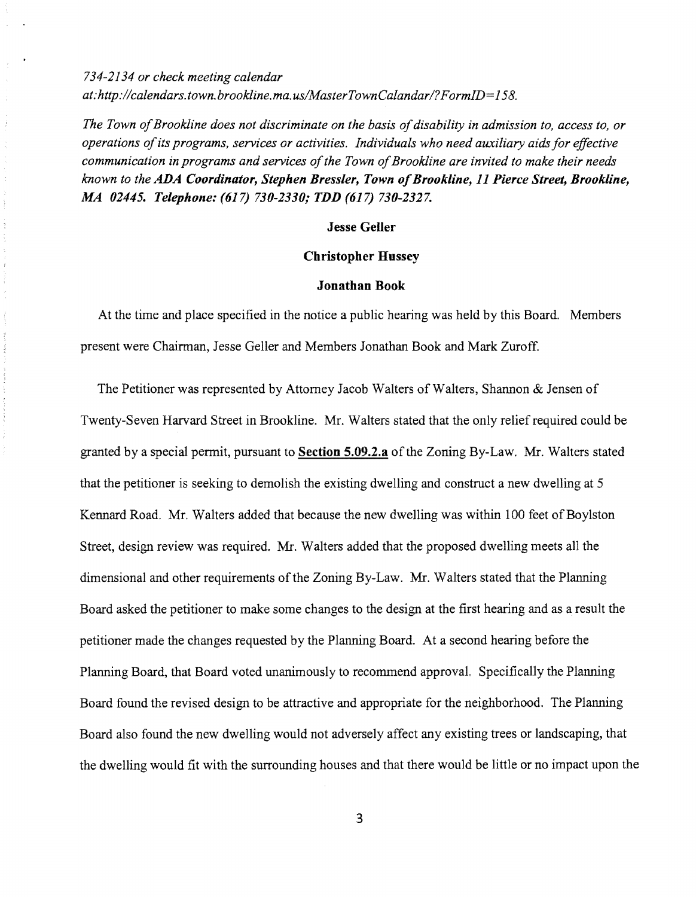*734-2134 or check meeting calendar at:http://calendars.town.brookline.ma.us/MasterTownCalandar/?FormID=158.*

*The Town of Brookline does not discriminate on the basis of disability in admission to, access to, or operations of its programs, services or activities. Individuals who need auxiliary aids for effective communication in programs and services of the Town of Brookline are invited to make their needs known to the* ***ADA Coordinator, Stephen Bressler, Town of Brookline, 11 Pierce Street, Brookline, MA 02445. Telephone: (617) 730-2330; TDD (617) 730-2327.***

**Jesse Geller**

**Christopher Hussey**

**Jonathan Book**

At the time and place specified in the notice a public hearing was held by this Board. Members present were Chairman, Jesse Geller and Members Jonathan Book and Mark Zuroff.

The Petitioner was represented by Attorney Jacob Walters of Walters, Shannon & Jensen of Twenty-Seven Harvard Street in Brookline. Mr. Walters stated that the only relief required could be granted by a special permit, pursuant to **Section 5.09.2.a** of the Zoning By-Law. Mr. Walters stated that the petitioner is seeking to demolish the existing dwelling and construct a new dwelling at 5 Kennard Road. Mr. Walters added that because the new dwelling was within 100 feet of Boylston Street, design review was required. Mr. Walters added that the proposed dwelling meets all the dimensional and other requirements of the Zoning By-Law. Mr. Walters stated that the Planning Board asked the petitioner to make some changes to the design at the first hearing and as a result the petitioner made the changes requested by the Planning Board. At a second hearing before the Planning Board, that Board voted unanimously to recommend approval. Specifically the Planning Board found the revised design to be attractive and appropriate for the neighborhood. The Planning Board also found the new dwelling would not adversely affect any existing trees or landscaping, that the dwelling would fit with the surrounding houses and that there would be little or no impact upon the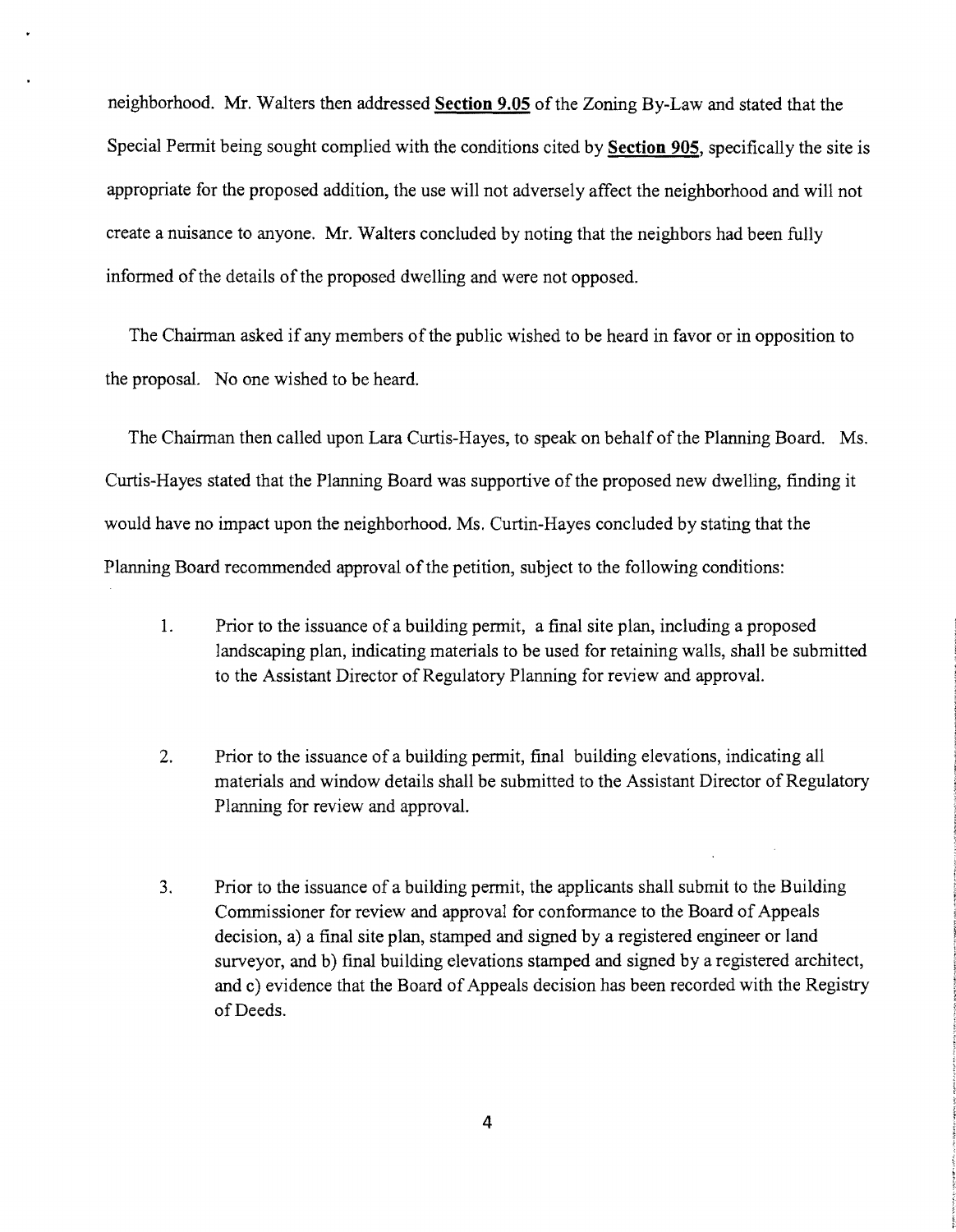neighborhood. Mr. Walters then addressed **Section 9.05** of the Zoning By-Law and stated that the Special Permit being sought complied with the conditions cited by **Section 905**, specifically the site is appropriate for the proposed addition, the use will not adversely affect the neighborhood and will not create a nuisance to anyone. Mr. Walters concluded by noting that the neighbors had been fully informed of the details of the proposed dwelling and were not opposed.

The Chairman asked if any members of the public wished to be heard in favor or in opposition to the proposal. No one wished to be heard.

The Chairman then called upon Lara Curtis-Hayes, to speak on behalf of the Planning Board. Ms. Curtis-Hayes stated that the Planning Board was supportive of the proposed new dwelling, finding it would have no impact upon the neighborhood. Ms. Curtin-Hayes concluded by stating that the Planning Board recommended approval of the petition, subject to the following conditions:

1. Prior to the issuance of a building permit, a final site plan, including a proposed landscaping plan, indicating materials to be used for retaining walls, shall be submitted to the Assistant Director of Regulatory Planning for review and approval.

2. Prior to the issuance of a building permit, final building elevations, indicating all materials and window details shall be submitted to the Assistant Director of Regulatory Planning for review and approval.

3. Prior to the issuance of a building permit, the applicants shall submit to the Building Commissioner for review and approval for conformance to the Board of Appeals decision, a) a final site plan, stamped and signed by a registered engineer or land surveyor, and b) final building elevations stamped and signed by a registered architect, and c) evidence that the Board of Appeals decision has been recorded with the Registry of Deeds.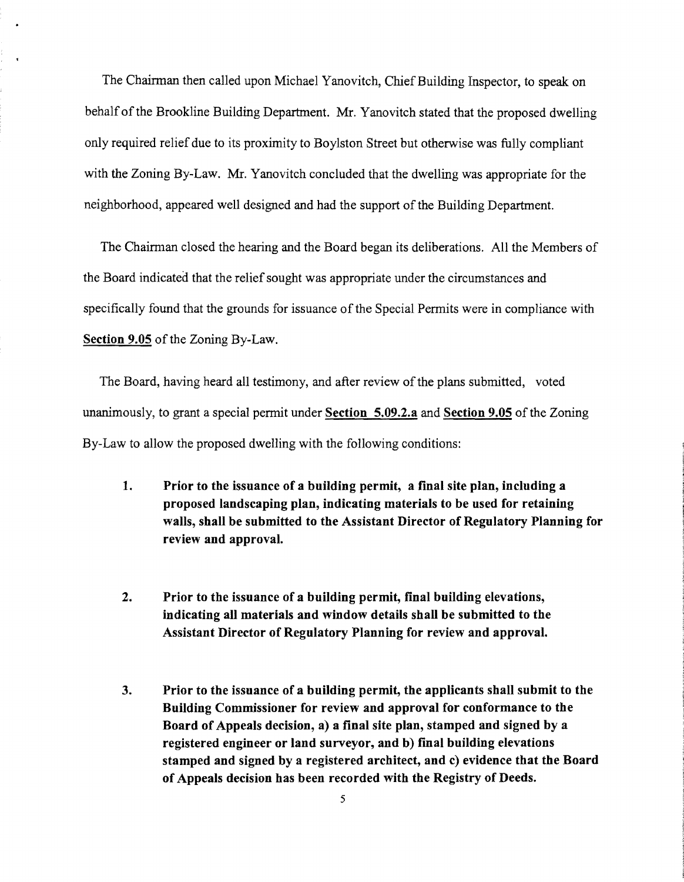The Chairman then called upon Michael Yanovitch, Chief Building Inspector, to speak on behalf of the Brookline Building Department. Mr. Yanovitch stated that the proposed dwelling only required relief due to its proximity to Boylston Street but otherwise was fully compliant with the Zoning By-Law. Mr. Yanovitch concluded that the dwelling was appropriate for the neighborhood, appeared well designed and had the support of the Building Department.

The Chairman closed the hearing and the Board began its deliberations. All the Members of the Board indicated that the relief sought was appropriate under the circumstances and specifically found that the grounds for issuance of the Special Permits were in compliance with <u>**Section 9.05**</u> of the Zoning By-Law.

The Board, having heard all testimony, and after review of the plans submitted, voted unanimously, to grant a special permit under <u>**Section 5.09.2.a**</u> and <u>**Section 9.05**</u> of the Zoning By-Law to allow the proposed dwelling with the following conditions:

1. **Prior to the issuance of a building permit, a final site plan, including a proposed landscaping plan, indicating materials to be used for retaining walls, shall be submitted to the Assistant Director of Regulatory Planning for review and approval.**

2. **Prior to the issuance of a building permit, final building elevations, indicating all materials and window details shall be submitted to the Assistant Director of Regulatory Planning for review and approval.**

3. **Prior to the issuance of a building permit, the applicants shall submit to the Building Commissioner for review and approval for conformance to the Board of Appeals decision, a) a final site plan, stamped and signed by a registered engineer or land surveyor, and b) final building elevations stamped and signed by a registered architect, and c) evidence that the Board of Appeals decision has been recorded with the Registry of Deeds.**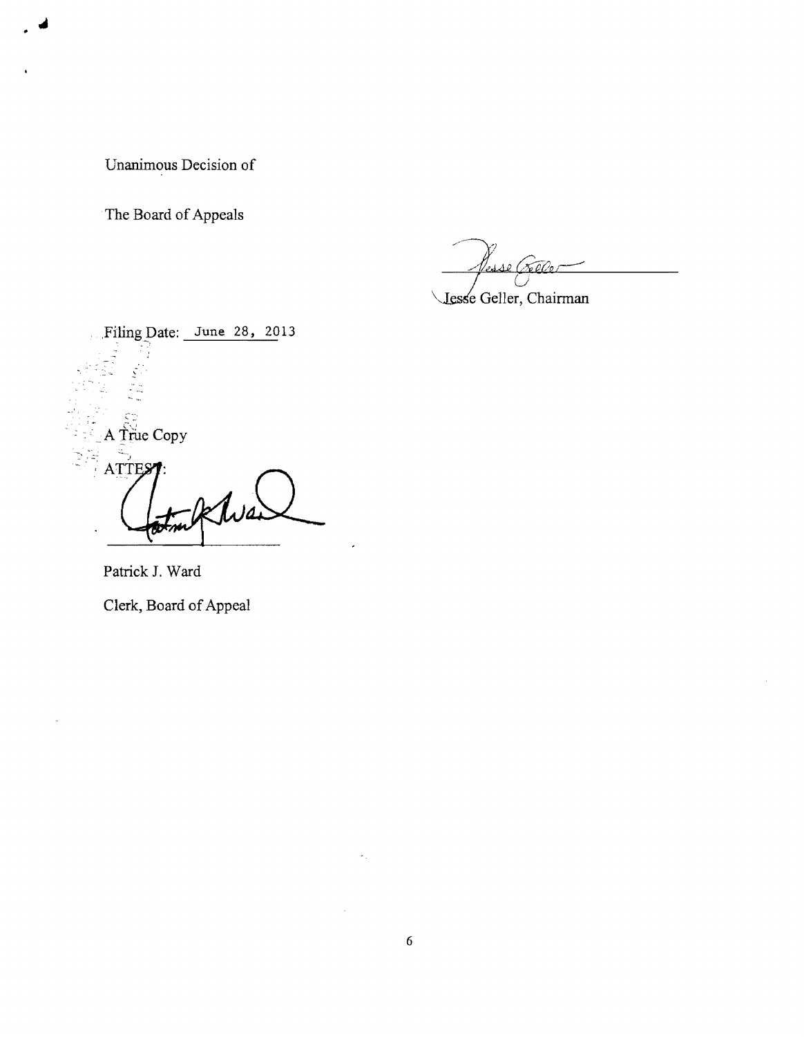Unanimous Decision of

The Board of Appeals

Jesse Geller, Chairman

Filing Date: June 28, 2013

A True Copy

ATTEST:

Patrick J. Ward

Clerk, Board of Appeal